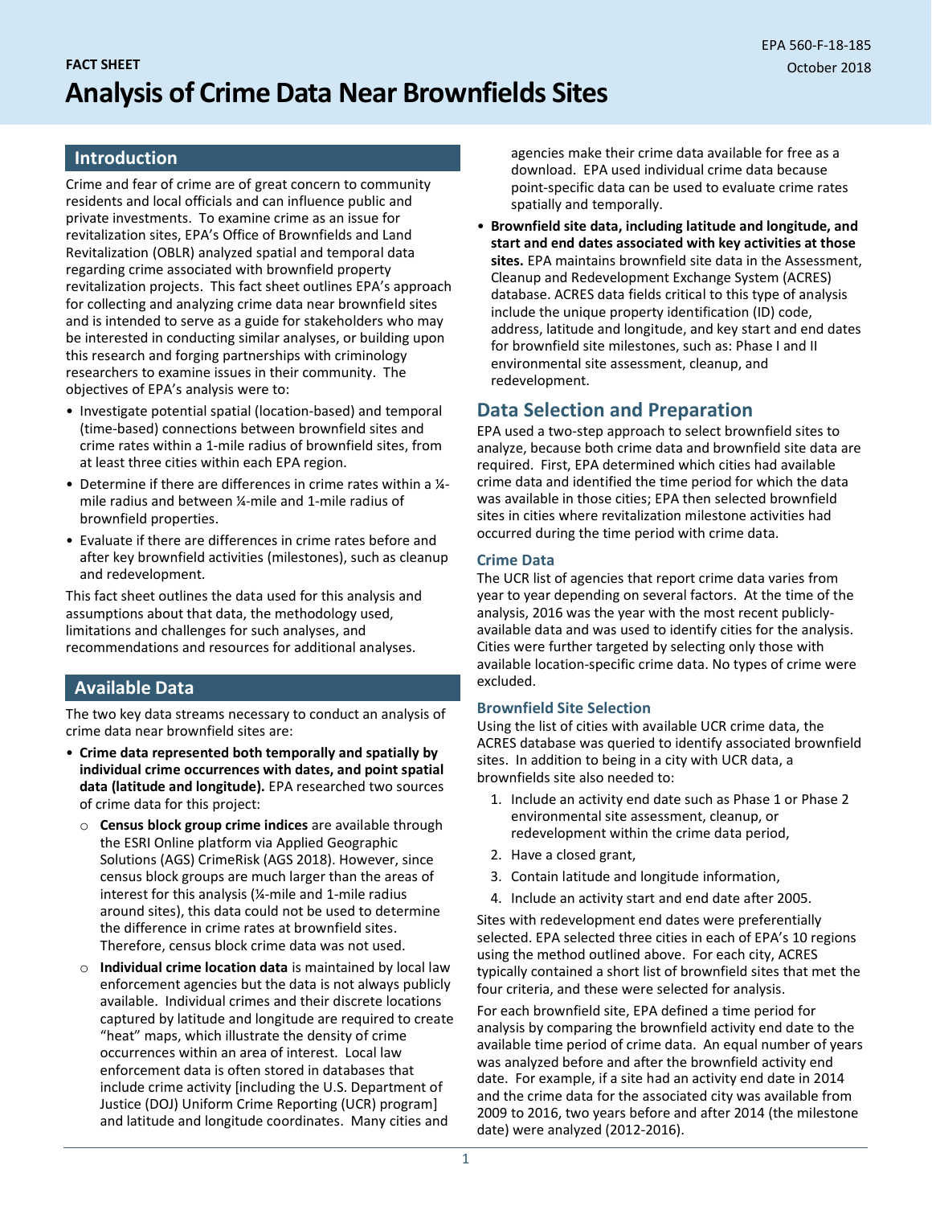EPA 560-F-18-185
October 2018

FACT SHEET

# Analysis of Crime Data Near Brownfields Sites

## Introduction

Crime and fear of crime are of great concern to community residents and local officials and can influence public and private investments. To examine crime as an issue for revitalization sites, EPA's Office of Brownfields and Land Revitalization (OBLR) analyzed spatial and temporal data regarding crime associated with brownfield property revitalization projects. This fact sheet outlines EPA's approach for collecting and analyzing crime data near brownfield sites and is intended to serve as a guide for stakeholders who may be interested in conducting similar analyses, or building upon this research and forging partnerships with criminology researchers to examine issues in their community. The objectives of EPA's analysis were to:

- Investigate potential spatial (location-based) and temporal (time-based) connections between brownfield sites and crime rates within a 1-mile radius of brownfield sites, from at least three cities within each EPA region.
- Determine if there are differences in crime rates within a ¼-mile radius and between ¼-mile and 1-mile radius of brownfield properties.
- Evaluate if there are differences in crime rates before and after key brownfield activities (milestones), such as cleanup and redevelopment.

This fact sheet outlines the data used for this analysis and assumptions about that data, the methodology used, limitations and challenges for such analyses, and recommendations and resources for additional analyses.

## Available Data

The two key data streams necessary to conduct an analysis of crime data near brownfield sites are:

- **Crime data represented both temporally and spatially by individual crime occurrences with dates, and point spatial data (latitude and longitude).** EPA researched two sources of crime data for this project:
  - **Census block group crime indices** are available through the ESRI Online platform via Applied Geographic Solutions (AGS) CrimeRisk (AGS 2018). However, since census block groups are much larger than the areas of interest for this analysis (¼-mile and 1-mile radius around sites), this data could not be used to determine the difference in crime rates at brownfield sites. Therefore, census block crime data was not used.
  - **Individual crime location data** is maintained by local law enforcement agencies but the data is not always publicly available. Individual crimes and their discrete locations captured by latitude and longitude are required to create "heat" maps, which illustrate the density of crime occurrences within an area of interest. Local law enforcement data is often stored in databases that include crime activity [including the U.S. Department of Justice (DOJ) Uniform Crime Reporting (UCR) program] and latitude and longitude coordinates. Many cities and agencies make their crime data available for free as a download. EPA used individual crime data because point-specific data can be used to evaluate crime rates spatially and temporally.
- **Brownfield site data, including latitude and longitude, and start and end dates associated with key activities at those sites.** EPA maintains brownfield site data in the Assessment, Cleanup and Redevelopment Exchange System (ACRES) database. ACRES data fields critical to this type of analysis include the unique property identification (ID) code, address, latitude and longitude, and key start and end dates for brownfield site milestones, such as: Phase I and II environmental site assessment, cleanup, and redevelopment.

## Data Selection and Preparation

EPA used a two-step approach to select brownfield sites to analyze, because both crime data and brownfield site data are required. First, EPA determined which cities had available crime data and identified the time period for which the data was available in those cities; EPA then selected brownfield sites in cities where revitalization milestone activities had occurred during the time period with crime data.

### Crime Data

The UCR list of agencies that report crime data varies from year to year depending on several factors. At the time of the analysis, 2016 was the year with the most recent publicly-available data and was used to identify cities for the analysis. Cities were further targeted by selecting only those with available location-specific crime data. No types of crime were excluded.

### Brownfield Site Selection

Using the list of cities with available UCR crime data, the ACRES database was queried to identify associated brownfield sites. In addition to being in a city with UCR data, a brownfields site also needed to:

1. Include an activity end date such as Phase 1 or Phase 2 environmental site assessment, cleanup, or redevelopment within the crime data period,
2. Have a closed grant,
3. Contain latitude and longitude information,
4. Include an activity start and end date after 2005.

Sites with redevelopment end dates were preferentially selected. EPA selected three cities in each of EPA's 10 regions using the method outlined above. For each city, ACRES typically contained a short list of brownfield sites that met the four criteria, and these were selected for analysis.

For each brownfield site, EPA defined a time period for analysis by comparing the brownfield activity end date to the available time period of crime data. An equal number of years was analyzed before and after the brownfield activity end date. For example, if a site had an activity end date in 2014 and the crime data for the associated city was available from 2009 to 2016, two years before and after 2014 (the milestone date) were analyzed (2012-2016).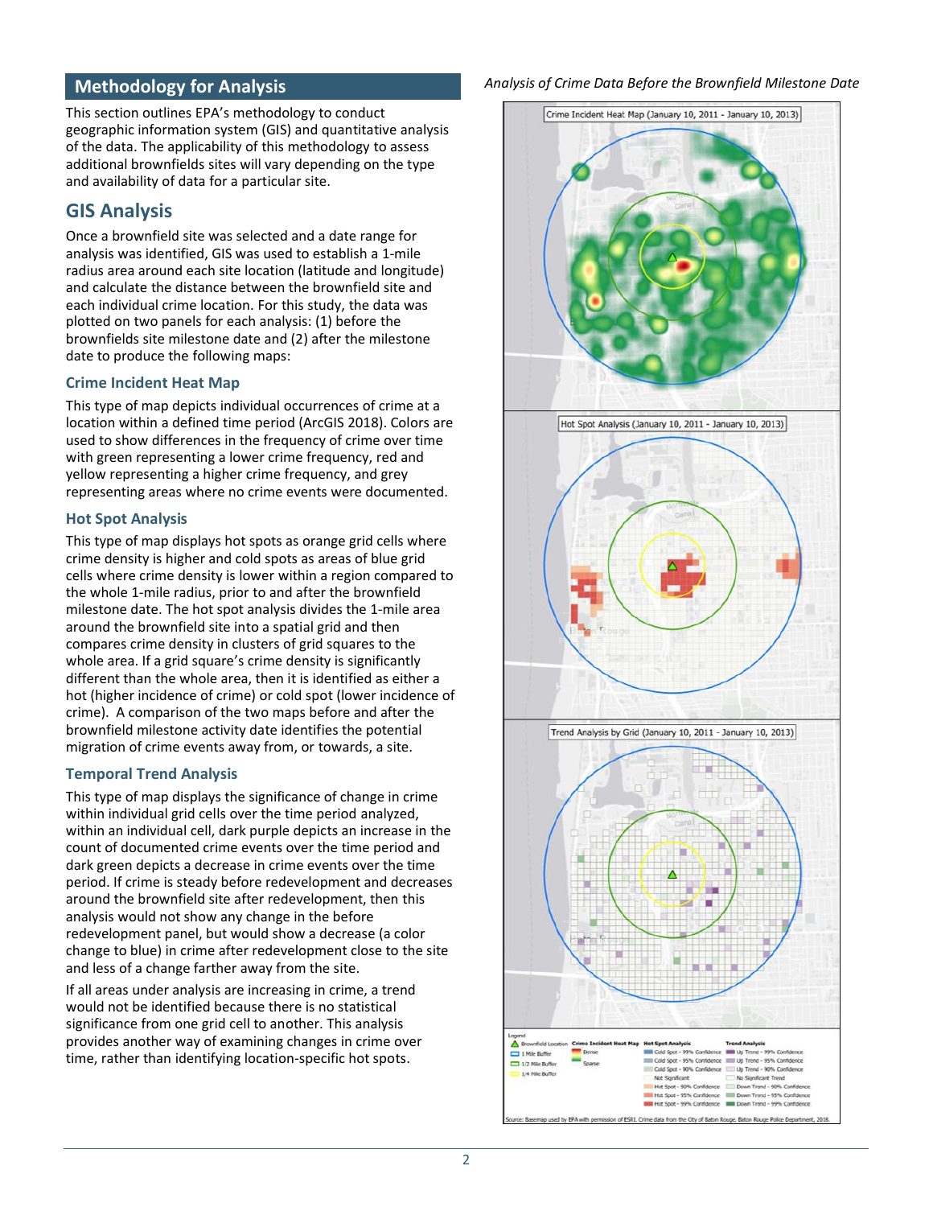## Methodology for Analysis

This section outlines EPA's methodology to conduct geographic information system (GIS) and quantitative analysis of the data. The applicability of this methodology to assess additional brownfields sites will vary depending on the type and availability of data for a particular site.

## GIS Analysis

Once a brownfield site was selected and a date range for analysis was identified, GIS was used to establish a 1-mile radius area around each site location (latitude and longitude) and calculate the distance between the brownfield site and each individual crime location. For this study, the data was plotted on two panels for each analysis: (1) before the brownfields site milestone date and (2) after the milestone date to produce the following maps:

### Crime Incident Heat Map

This type of map depicts individual occurrences of crime at a location within a defined time period (ArcGIS 2018). Colors are used to show differences in the frequency of crime over time with green representing a lower crime frequency, red and yellow representing a higher crime frequency, and grey representing areas where no crime events were documented.

### Hot Spot Analysis

This type of map displays hot spots as orange grid cells where crime density is higher and cold spots as areas of blue grid cells where crime density is lower within a region compared to the whole 1-mile radius, prior to and after the brownfield milestone date. The hot spot analysis divides the 1-mile area around the brownfield site into a spatial grid and then compares crime density in clusters of grid squares to the whole area. If a grid square's crime density is significantly different than the whole area, then it is identified as either a hot (higher incidence of crime) or cold spot (lower incidence of crime). A comparison of the two maps before and after the brownfield milestone activity date identifies the potential migration of crime events away from, or towards, a site.

### Temporal Trend Analysis

This type of map displays the significance of change in crime within individual grid cells over the time period analyzed, within an individual cell, dark purple depicts an increase in the count of documented crime events over the time period and dark green depicts a decrease in crime events over the time period. If crime is steady before redevelopment and decreases around the brownfield site after redevelopment, then this analysis would not show any change in the before redevelopment panel, but would show a decrease (a color change to blue) in crime after redevelopment close to the site and less of a change farther away from the site.

If all areas under analysis are increasing in crime, a trend would not be identified because there is no statistical significance from one grid cell to another. This analysis provides another way of examining changes in crime over time, rather than identifying location-specific hot spots.

*Analysis of Crime Data Before the Brownfield Milestone Date*

Crime Incident Heat Map (January 10, 2011 - January 10, 2013)

Hot Spot Analysis (January 10, 2011 - January 10, 2013)

Trend Analysis by Grid (January 10, 2011 - January 10, 2013)

Legend

| Brownfield Location | Crime Incident Heat Map | Hot Spot Analysis | Trend Analysis |
|---|---|---|---|
| 1 Mile Buffer | Dense | Cold Spot - 99% Confidence | Up Trend - 99% Confidence |
| 1/2 Mile Buffer | Sparse | Cold Spot - 95% Confidence | Up Trend - 95% Confidence |
| 1/4 Mile Buffer | | Cold Spot - 90% Confidence | Up Trend - 90% Confidence |
| | | Not Significant | No Significant Trend |
| | | Hot Spot - 90% Confidence | Down Trend - 90% Confidence |
| | | Hot Spot - 95% Confidence | Down Trend - 95% Confidence |
| | | Hot Spot - 99% Confidence | Down Trend - 99% Confidence |

Source: Basemap used by EPA with permission of ESRI. Crime data from the City of Baton Rouge, Baton Rouge Police Department, 2018.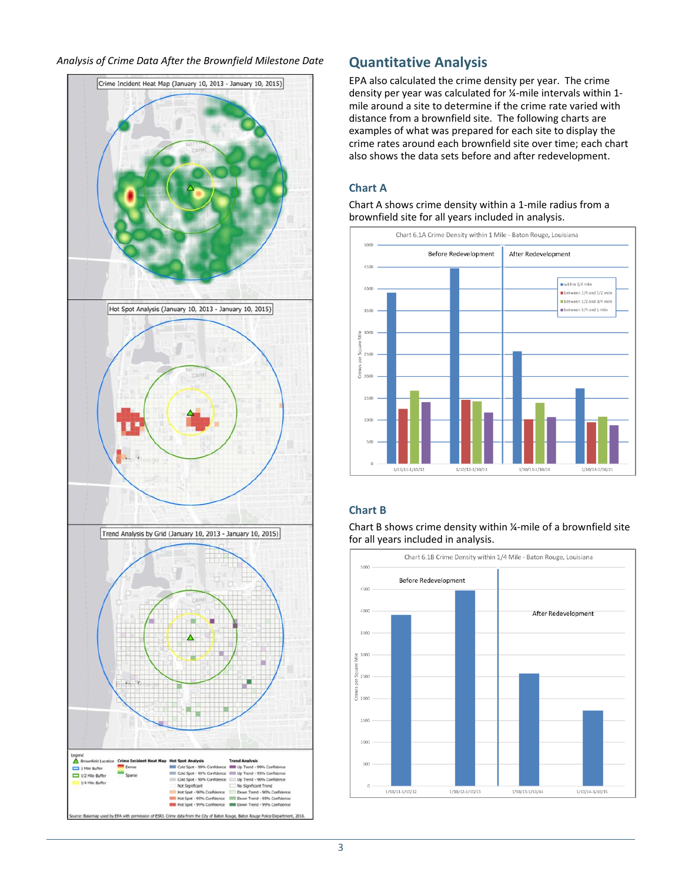*Analysis of Crime Data After the Brownfield Milestone Date*

## Quantitative Analysis

EPA also calculated the crime density per year. The crime density per year was calculated for ¼-mile intervals within 1-mile around a site to determine if the crime rate varied with distance from a brownfield site. The following charts are examples of what was prepared for each site to display the crime rates around each brownfield site over time; each chart also shows the data sets before and after redevelopment.

### Chart A

Chart A shows crime density within a 1-mile radius from a brownfield site for all years included in analysis.

### Chart B

Chart B shows crime density within ¼-mile of a brownfield site for all years included in analysis.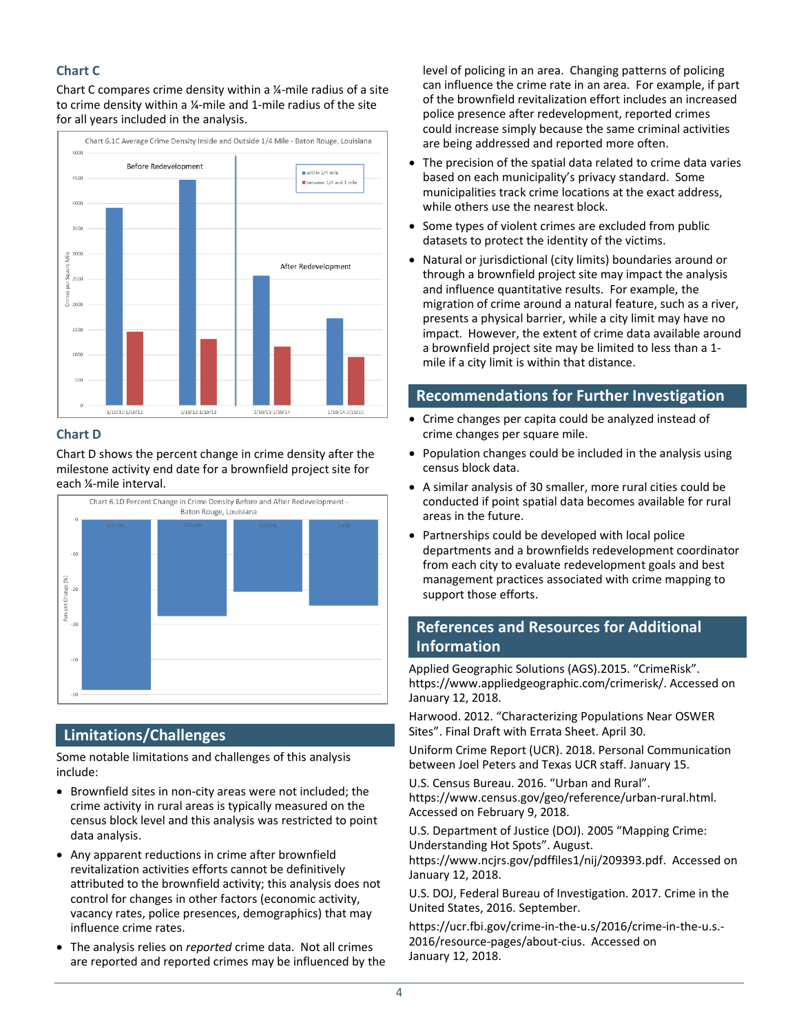### Chart C

Chart C compares crime density within a ¼-mile radius of a site to crime density within a ¼-mile and 1-mile radius of the site for all years included in the analysis.

Chart 6.1C Average Crime Density Inside and Outside 1/4 Mile - Baton Rouge, Louisiana

Before Redevelopment

After Redevelopment

within 1/4 mile

between 1/4 and 1 mile

Crimes per Square Mile

5000
4500
4000
3500
3000
2500
2000
1500
1000
500
0

1/10/11-1/10/12
1/10/12-1/10/13
1/10/13-1/10/14
1/10/14-1/10/15

### Chart D

Chart D shows the percent change in crime density after the milestone activity end date for a brownfield project site for each ¼-mile interval.

Chart 6.1D Percent Change in Crime Density Before and After Redevelopment - Baton Rouge, Louisiana

1/4 mile
1/2 mile
3/4 mile
1 mile

Percent Change (%)

0
-10
-20
-30
-40
-50

## Limitations/Challenges

Some notable limitations and challenges of this analysis include:

- Brownfield sites in non-city areas were not included; the crime activity in rural areas is typically measured on the census block level and this analysis was restricted to point data analysis.
- Any apparent reductions in crime after brownfield revitalization activities efforts cannot be definitively attributed to the brownfield activity; this analysis does not control for changes in other factors (economic activity, vacancy rates, police presences, demographics) that may influence crime rates.
- The analysis relies on *reported* crime data. Not all crimes are reported and reported crimes may be influenced by the level of policing in an area. Changing patterns of policing can influence the crime rate in an area. For example, if part of the brownfield revitalization effort includes an increased police presence after redevelopment, reported crimes could increase simply because the same criminal activities are being addressed and reported more often.
- The precision of the spatial data related to crime data varies based on each municipality's privacy standard. Some municipalities track crime locations at the exact address, while others use the nearest block.
- Some types of violent crimes are excluded from public datasets to protect the identity of the victims.
- Natural or jurisdictional (city limits) boundaries around or through a brownfield project site may impact the analysis and influence quantitative results. For example, the migration of crime around a natural feature, such as a river, presents a physical barrier, while a city limit may have no impact. However, the extent of crime data available around a brownfield project site may be limited to less than a 1-mile if a city limit is within that distance.

## Recommendations for Further Investigation

- Crime changes per capita could be analyzed instead of crime changes per square mile.
- Population changes could be included in the analysis using census block data.
- A similar analysis of 30 smaller, more rural cities could be conducted if point spatial data becomes available for rural areas in the future.
- Partnerships could be developed with local police departments and a brownfields redevelopment coordinator from each city to evaluate redevelopment goals and best management practices associated with crime mapping to support those efforts.

## References and Resources for Additional Information

Applied Geographic Solutions (AGS).2015. "CrimeRisk". https://www.appliedgeographic.com/crimerisk/. Accessed on January 12, 2018.

Harwood. 2012. "Characterizing Populations Near OSWER Sites". Final Draft with Errata Sheet. April 30.

Uniform Crime Report (UCR). 2018. Personal Communication between Joel Peters and Texas UCR staff. January 15.

U.S. Census Bureau. 2016. "Urban and Rural". https://www.census.gov/geo/reference/urban-rural.html. Accessed on February 9, 2018.

U.S. Department of Justice (DOJ). 2005 "Mapping Crime: Understanding Hot Spots". August. https://www.ncjrs.gov/pdffiles1/nij/209393.pdf. Accessed on January 12, 2018.

U.S. DOJ, Federal Bureau of Investigation. 2017. Crime in the United States, 2016. September.

https://ucr.fbi.gov/crime-in-the-u.s/2016/crime-in-the-u.s.-2016/resource-pages/about-cius. Accessed on January 12, 2018.